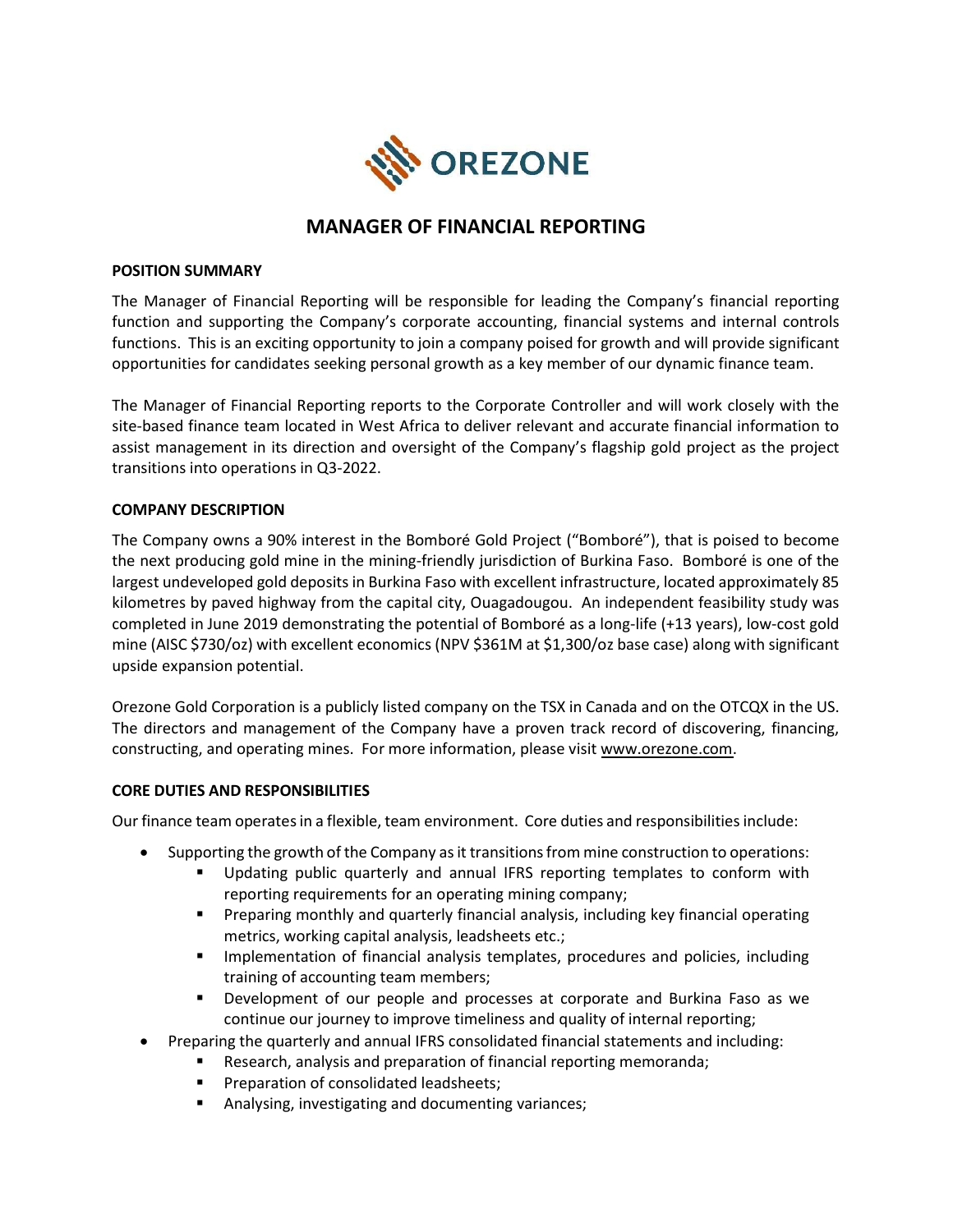# MANAGER OF FINANCIAL REPORTING

**POSITION SUMMARY**

The Manager of Financial Reporting will be responsible for leading the Company's financial reporting function and supporting the Company's corporate accounting, financial systems and internal controls functions. This is an exciting opportunity to join a company poised for growth and will provide significant opportunities for candidates seeking personal growth as a key member of our dynamic finance team.

The Manager of Financial Reporting reports to the Corporate Controller and will work closely with the site-based finance team located in West Africa to deliver relevant and accurate financial information to assist management in its direction and oversight of the Company's flagship gold project as the project transitions into operations in Q3-2022.

**COMPANY DESCRIPTION**

The Company owns a 90% interest in the Bomboré Gold Project ("Bomboré"), that is poised to become the next producing gold mine in the mining-friendly jurisdiction of Burkina Faso. Bomboré is one of the largest undeveloped gold deposits in Burkina Faso with excellent infrastructure, located approximately 85 kilometres by paved highway from the capital city, Ouagadougou. An independent feasibility study was completed in June 2019 demonstrating the potential of Bomboré as a long-life (+13 years), low-cost gold mine (AISC $730/oz) with excellent economics (NPV $361M at $1,300/oz base case) along with significant upside expansion potential.

Orezone Gold Corporation is a publicly listed company on the TSX in Canada and on the OTCQX in the US. The directors and management of the Company have a proven track record of discovering, financing, constructing, and operating mines. For more information, please visit www.orezone.com.

**CORE DUTIES AND RESPONSIBILITIES**

Our finance team operates in a flexible, team environment. Core duties and responsibilities include:

- Supporting the growth of the Company as it transitions from mine construction to operations:
  - Updating public quarterly and annual IFRS reporting templates to conform with reporting requirements for an operating mining company;
  - Preparing monthly and quarterly financial analysis, including key financial operating metrics, working capital analysis, leadsheets etc.;
  - Implementation of financial analysis templates, procedures and policies, including training of accounting team members;
  - Development of our people and processes at corporate and Burkina Faso as we continue our journey to improve timeliness and quality of internal reporting;
- Preparing the quarterly and annual IFRS consolidated financial statements and including:
  - Research, analysis and preparation of financial reporting memoranda;
  - Preparation of consolidated leadsheets;
  - Analysing, investigating and documenting variances;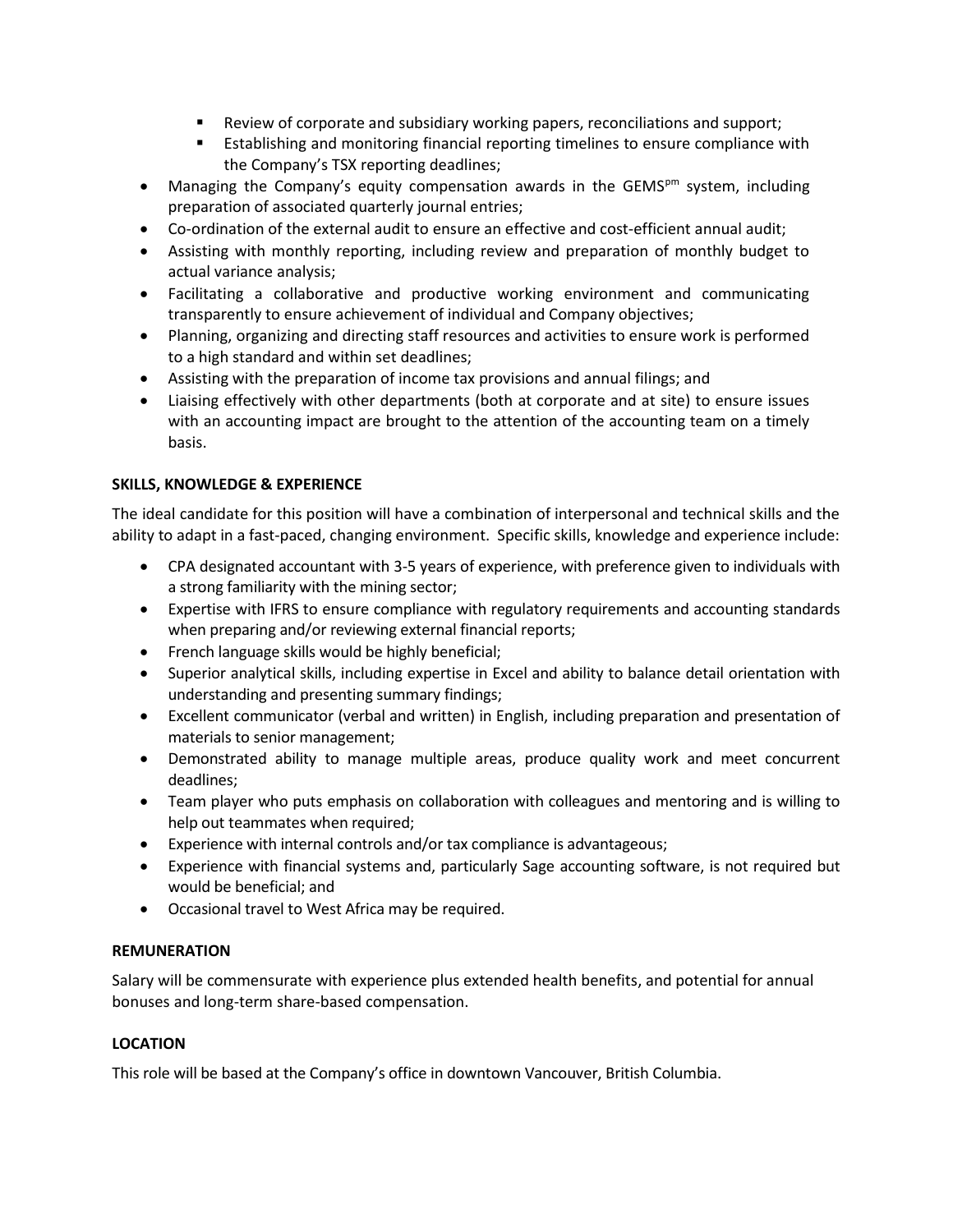- Review of corporate and subsidiary working papers, reconciliations and support;
  - Establishing and monitoring financial reporting timelines to ensure compliance with the Company's TSX reporting deadlines;
- Managing the Company's equity compensation awards in the GEMS[pm] system, including preparation of associated quarterly journal entries;
- Co-ordination of the external audit to ensure an effective and cost-efficient annual audit;
- Assisting with monthly reporting, including review and preparation of monthly budget to actual variance analysis;
- Facilitating a collaborative and productive working environment and communicating transparently to ensure achievement of individual and Company objectives;
- Planning, organizing and directing staff resources and activities to ensure work is performed to a high standard and within set deadlines;
- Assisting with the preparation of income tax provisions and annual filings; and
- Liaising effectively with other departments (both at corporate and at site) to ensure issues with an accounting impact are brought to the attention of the accounting team on a timely basis.

**SKILLS, KNOWLEDGE & EXPERIENCE**

The ideal candidate for this position will have a combination of interpersonal and technical skills and the ability to adapt in a fast-paced, changing environment. Specific skills, knowledge and experience include:

- CPA designated accountant with 3-5 years of experience, with preference given to individuals with a strong familiarity with the mining sector;
- Expertise with IFRS to ensure compliance with regulatory requirements and accounting standards when preparing and/or reviewing external financial reports;
- French language skills would be highly beneficial;
- Superior analytical skills, including expertise in Excel and ability to balance detail orientation with understanding and presenting summary findings;
- Excellent communicator (verbal and written) in English, including preparation and presentation of materials to senior management;
- Demonstrated ability to manage multiple areas, produce quality work and meet concurrent deadlines;
- Team player who puts emphasis on collaboration with colleagues and mentoring and is willing to help out teammates when required;
- Experience with internal controls and/or tax compliance is advantageous;
- Experience with financial systems and, particularly Sage accounting software, is not required but would be beneficial; and
- Occasional travel to West Africa may be required.

**REMUNERATION**

Salary will be commensurate with experience plus extended health benefits, and potential for annual bonuses and long-term share-based compensation.

**LOCATION**

This role will be based at the Company's office in downtown Vancouver, British Columbia.